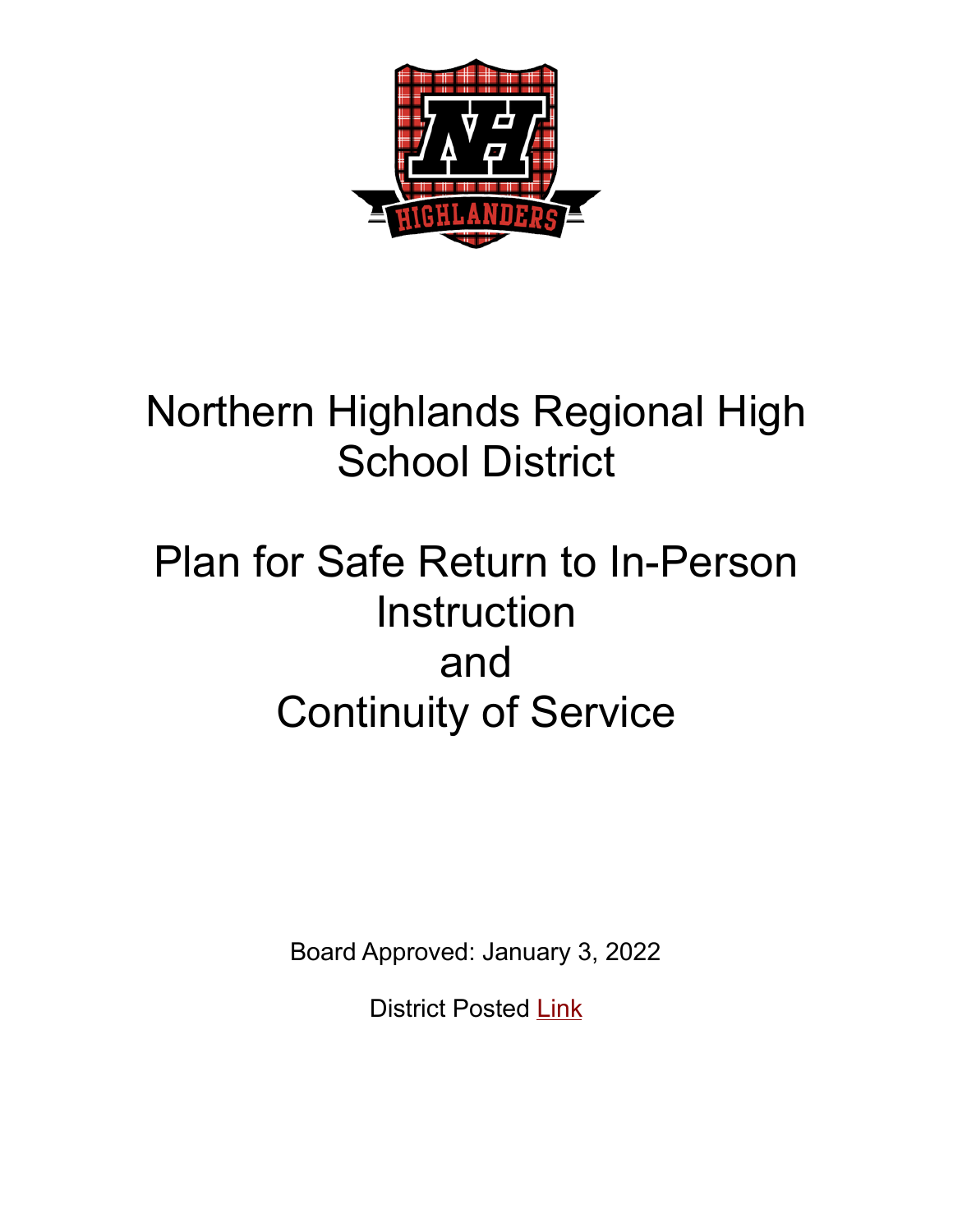# Northern Highlands Regional High School District

# Plan for Safe Return to In-Person Instruction and Continuity of Service

Board Approved: January 3, 2022

District Posted Link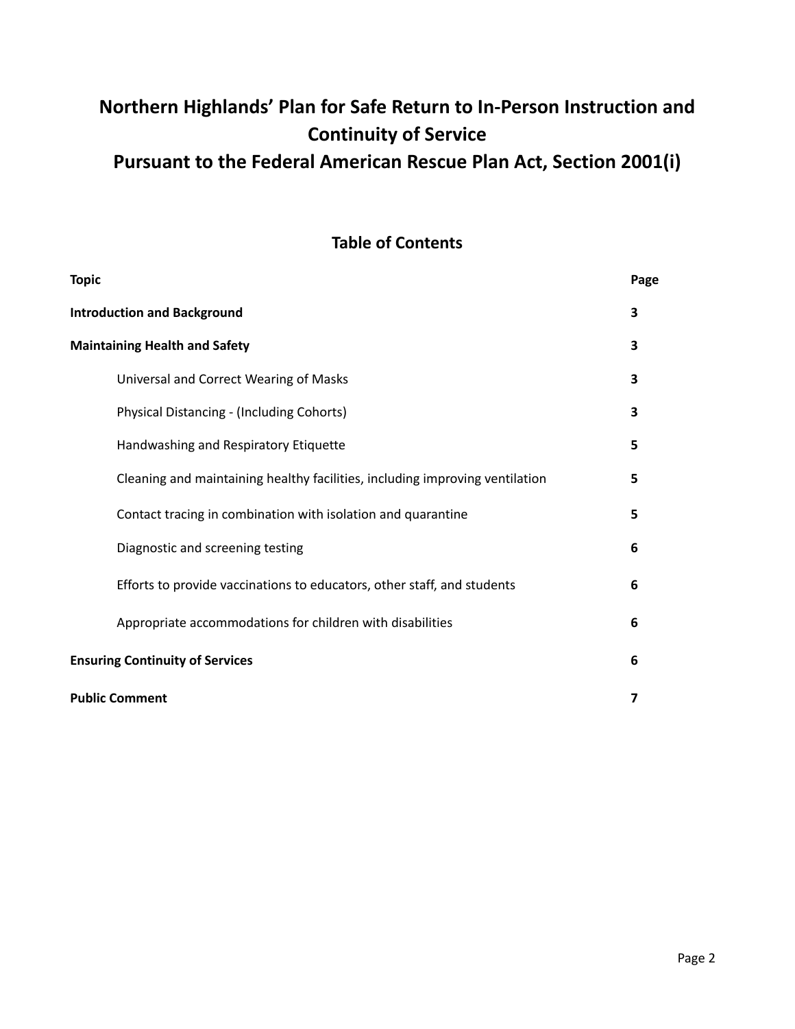# Northern Highlands' Plan for Safe Return to In-Person Instruction and Continuity of Service

# Pursuant to the Federal American Rescue Plan Act, Section 2001(i)

## Table of Contents

| Topic | Page |
|---|---|
| **Introduction and Background** | **3** |
| **Maintaining Health and Safety** | **3** |
| Universal and Correct Wearing of Masks | **3** |
| Physical Distancing - (Including Cohorts) | **3** |
| Handwashing and Respiratory Etiquette | **5** |
| Cleaning and maintaining healthy facilities, including improving ventilation | **5** |
| Contact tracing in combination with isolation and quarantine | **5** |
| Diagnostic and screening testing | **6** |
| Efforts to provide vaccinations to educators, other staff, and students | **6** |
| Appropriate accommodations for children with disabilities | **6** |
| **Ensuring Continuity of Services** | **6** |
| **Public Comment** | **7** |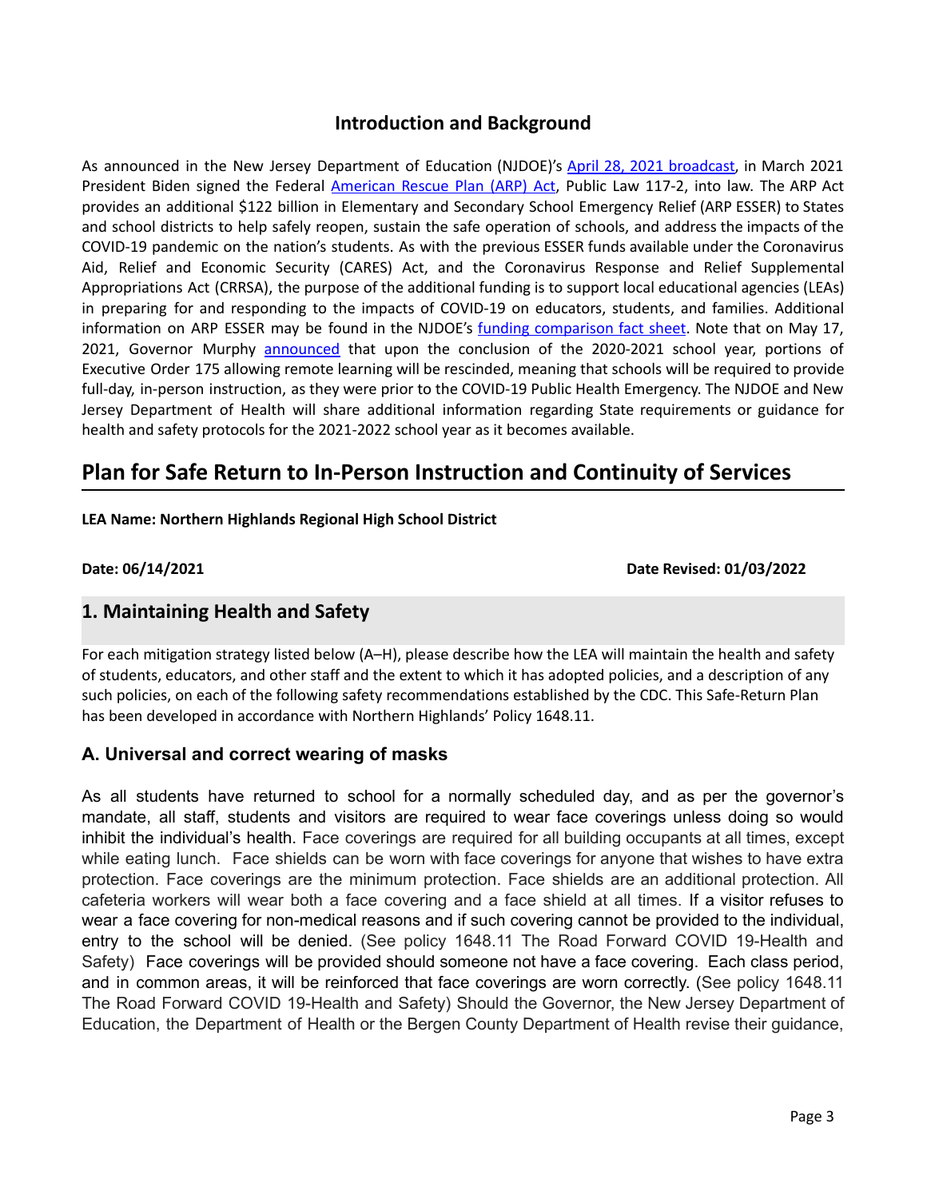## Introduction and Background

As announced in the New Jersey Department of Education (NJDOE)'s April 28, 2021 broadcast, in March 2021 President Biden signed the Federal American Rescue Plan (ARP) Act, Public Law 117-2, into law. The ARP Act provides an additional $122 billion in Elementary and Secondary School Emergency Relief (ARP ESSER) to States and school districts to help safely reopen, sustain the safe operation of schools, and address the impacts of the COVID-19 pandemic on the nation's students. As with the previous ESSER funds available under the Coronavirus Aid, Relief and Economic Security (CARES) Act, and the Coronavirus Response and Relief Supplemental Appropriations Act (CRRSA), the purpose of the additional funding is to support local educational agencies (LEAs) in preparing for and responding to the impacts of COVID-19 on educators, students, and families. Additional information on ARP ESSER may be found in the NJDOE's funding comparison fact sheet. Note that on May 17, 2021, Governor Murphy announced that upon the conclusion of the 2020-2021 school year, portions of Executive Order 175 allowing remote learning will be rescinded, meaning that schools will be required to provide full-day, in-person instruction, as they were prior to the COVID-19 Public Health Emergency. The NJDOE and New Jersey Department of Health will share additional information regarding State requirements or guidance for health and safety protocols for the 2021-2022 school year as it becomes available.

# Plan for Safe Return to In-Person Instruction and Continuity of Services

**LEA Name: Northern Highlands Regional High School District**

**Date: 06/14/2021** **Date Revised: 01/03/2022**

## 1. Maintaining Health and Safety

For each mitigation strategy listed below (A–H), please describe how the LEA will maintain the health and safety of students, educators, and other staff and the extent to which it has adopted policies, and a description of any such policies, on each of the following safety recommendations established by the CDC. This Safe-Return Plan has been developed in accordance with Northern Highlands' Policy 1648.11.

### A. Universal and correct wearing of masks

As all students have returned to school for a normally scheduled day, and as per the governor's mandate, all staff, students and visitors are required to wear face coverings unless doing so would inhibit the individual's health. Face coverings are required for all building occupants at all times, except while eating lunch. Face shields can be worn with face coverings for anyone that wishes to have extra protection. Face coverings are the minimum protection. Face shields are an additional protection. All cafeteria workers will wear both a face covering and a face shield at all times. If a visitor refuses to wear a face covering for non-medical reasons and if such covering cannot be provided to the individual, entry to the school will be denied. (See policy 1648.11 The Road Forward COVID 19-Health and Safety) Face coverings will be provided should someone not have a face covering. Each class period, and in common areas, it will be reinforced that face coverings are worn correctly. (See policy 1648.11 The Road Forward COVID 19-Health and Safety) Should the Governor, the New Jersey Department of Education, the Department of Health or the Bergen County Department of Health revise their guidance,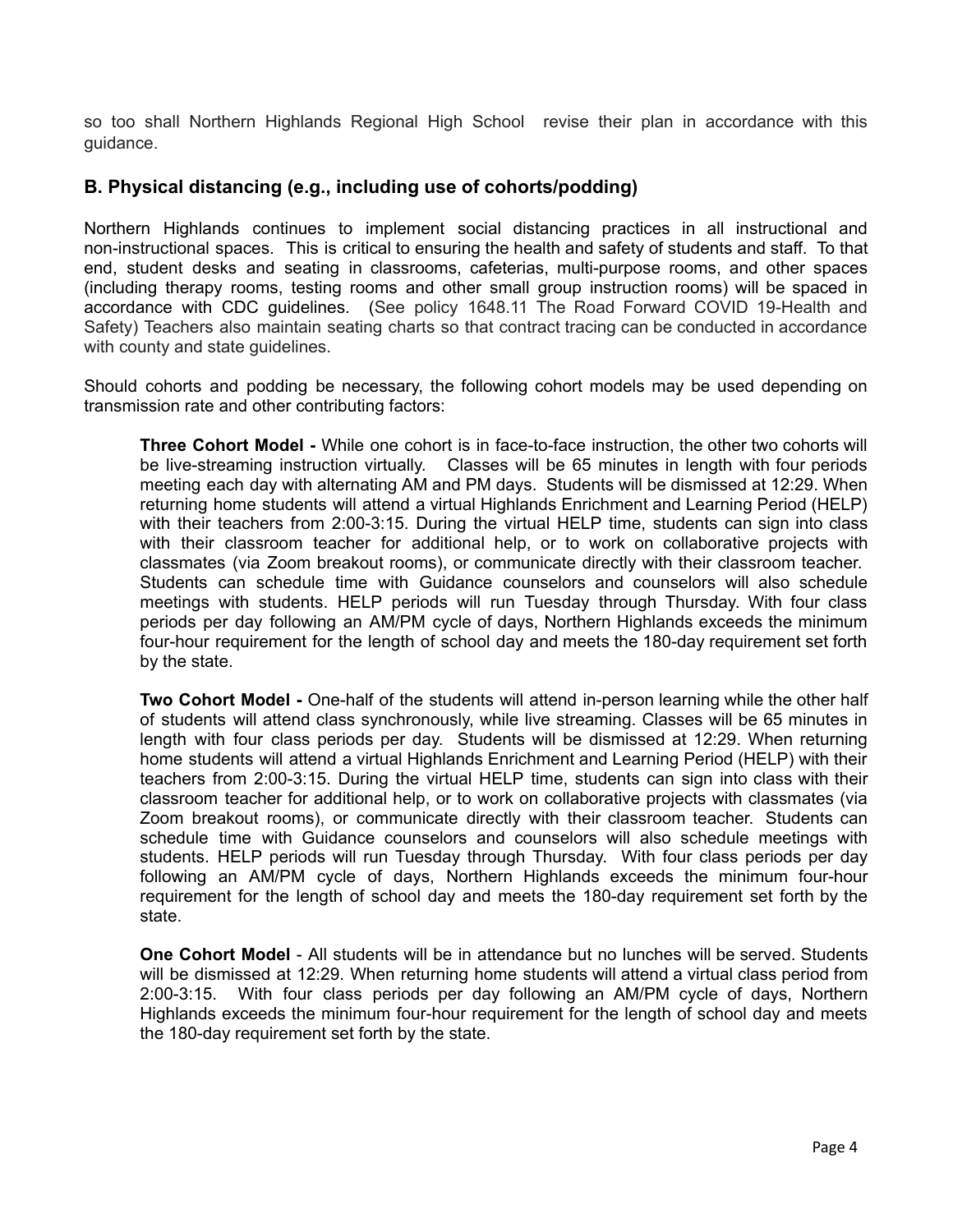so too shall Northern Highlands Regional High School revise their plan in accordance with this guidance.

## B. Physical distancing (e.g., including use of cohorts/podding)

Northern Highlands continues to implement social distancing practices in all instructional and non-instructional spaces. This is critical to ensuring the health and safety of students and staff. To that end, student desks and seating in classrooms, cafeterias, multi-purpose rooms, and other spaces (including therapy rooms, testing rooms and other small group instruction rooms) will be spaced in accordance with CDC guidelines. (See policy 1648.11 The Road Forward COVID 19-Health and Safety) Teachers also maintain seating charts so that contract tracing can be conducted in accordance with county and state guidelines.

Should cohorts and podding be necessary, the following cohort models may be used depending on transmission rate and other contributing factors:

**Three Cohort Model -** While one cohort is in face-to-face instruction, the other two cohorts will be live-streaming instruction virtually. Classes will be 65 minutes in length with four periods meeting each day with alternating AM and PM days. Students will be dismissed at 12:29. When returning home students will attend a virtual Highlands Enrichment and Learning Period (HELP) with their teachers from 2:00-3:15. During the virtual HELP time, students can sign into class with their classroom teacher for additional help, or to work on collaborative projects with classmates (via Zoom breakout rooms), or communicate directly with their classroom teacher. Students can schedule time with Guidance counselors and counselors will also schedule meetings with students. HELP periods will run Tuesday through Thursday. With four class periods per day following an AM/PM cycle of days, Northern Highlands exceeds the minimum four-hour requirement for the length of school day and meets the 180-day requirement set forth by the state.

**Two Cohort Model -** One-half of the students will attend in-person learning while the other half of students will attend class synchronously, while live streaming. Classes will be 65 minutes in length with four class periods per day. Students will be dismissed at 12:29. When returning home students will attend a virtual Highlands Enrichment and Learning Period (HELP) with their teachers from 2:00-3:15. During the virtual HELP time, students can sign into class with their classroom teacher for additional help, or to work on collaborative projects with classmates (via Zoom breakout rooms), or communicate directly with their classroom teacher. Students can schedule time with Guidance counselors and counselors will also schedule meetings with students. HELP periods will run Tuesday through Thursday. With four class periods per day following an AM/PM cycle of days, Northern Highlands exceeds the minimum four-hour requirement for the length of school day and meets the 180-day requirement set forth by the state.

**One Cohort Model** - All students will be in attendance but no lunches will be served. Students will be dismissed at 12:29. When returning home students will attend a virtual class period from 2:00-3:15. With four class periods per day following an AM/PM cycle of days, Northern Highlands exceeds the minimum four-hour requirement for the length of school day and meets the 180-day requirement set forth by the state.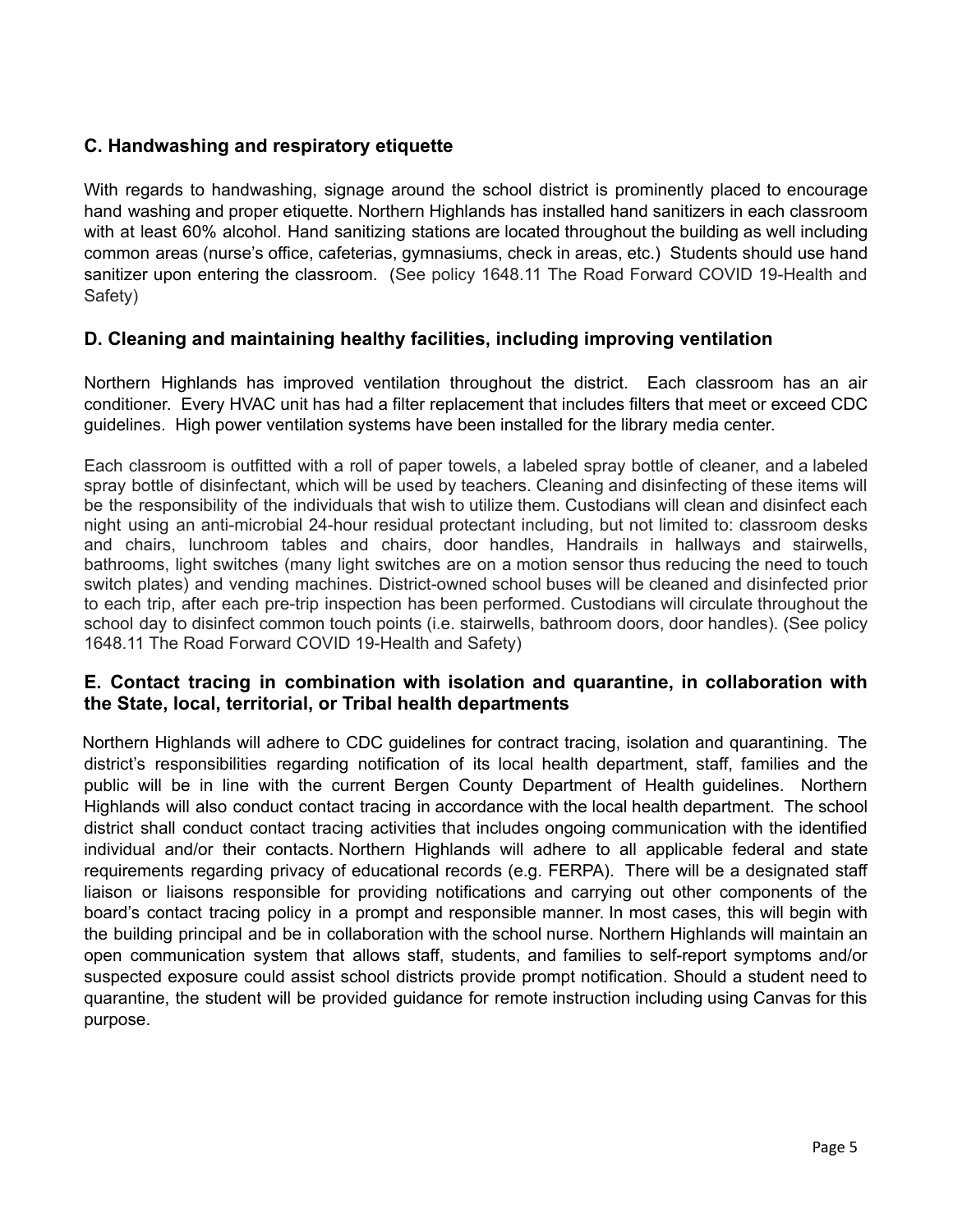### C. Handwashing and respiratory etiquette

With regards to handwashing, signage around the school district is prominently placed to encourage hand washing and proper etiquette. Northern Highlands has installed hand sanitizers in each classroom with at least 60% alcohol. Hand sanitizing stations are located throughout the building as well including common areas (nurse's office, cafeterias, gymnasiums, check in areas, etc.) Students should use hand sanitizer upon entering the classroom. (See policy 1648.11 The Road Forward COVID 19-Health and Safety)

### D. Cleaning and maintaining healthy facilities, including improving ventilation

Northern Highlands has improved ventilation throughout the district. Each classroom has an air conditioner. Every HVAC unit has had a filter replacement that includes filters that meet or exceed CDC guidelines. High power ventilation systems have been installed for the library media center.

Each classroom is outfitted with a roll of paper towels, a labeled spray bottle of cleaner, and a labeled spray bottle of disinfectant, which will be used by teachers. Cleaning and disinfecting of these items will be the responsibility of the individuals that wish to utilize them. Custodians will clean and disinfect each night using an anti-microbial 24-hour residual protectant including, but not limited to: classroom desks and chairs, lunchroom tables and chairs, door handles, Handrails in hallways and stairwells, bathrooms, light switches (many light switches are on a motion sensor thus reducing the need to touch switch plates) and vending machines. District-owned school buses will be cleaned and disinfected prior to each trip, after each pre-trip inspection has been performed. Custodians will circulate throughout the school day to disinfect common touch points (i.e. stairwells, bathroom doors, door handles). (See policy 1648.11 The Road Forward COVID 19-Health and Safety)

### E. Contact tracing in combination with isolation and quarantine, in collaboration with the State, local, territorial, or Tribal health departments

Northern Highlands will adhere to CDC guidelines for contract tracing, isolation and quarantining. The district's responsibilities regarding notification of its local health department, staff, families and the public will be in line with the current Bergen County Department of Health guidelines. Northern Highlands will also conduct contact tracing in accordance with the local health department. The school district shall conduct contact tracing activities that includes ongoing communication with the identified individual and/or their contacts. Northern Highlands will adhere to all applicable federal and state requirements regarding privacy of educational records (e.g. FERPA). There will be a designated staff liaison or liaisons responsible for providing notifications and carrying out other components of the board's contact tracing policy in a prompt and responsible manner. In most cases, this will begin with the building principal and be in collaboration with the school nurse. Northern Highlands will maintain an open communication system that allows staff, students, and families to self-report symptoms and/or suspected exposure could assist school districts provide prompt notification. Should a student need to quarantine, the student will be provided guidance for remote instruction including using Canvas for this purpose.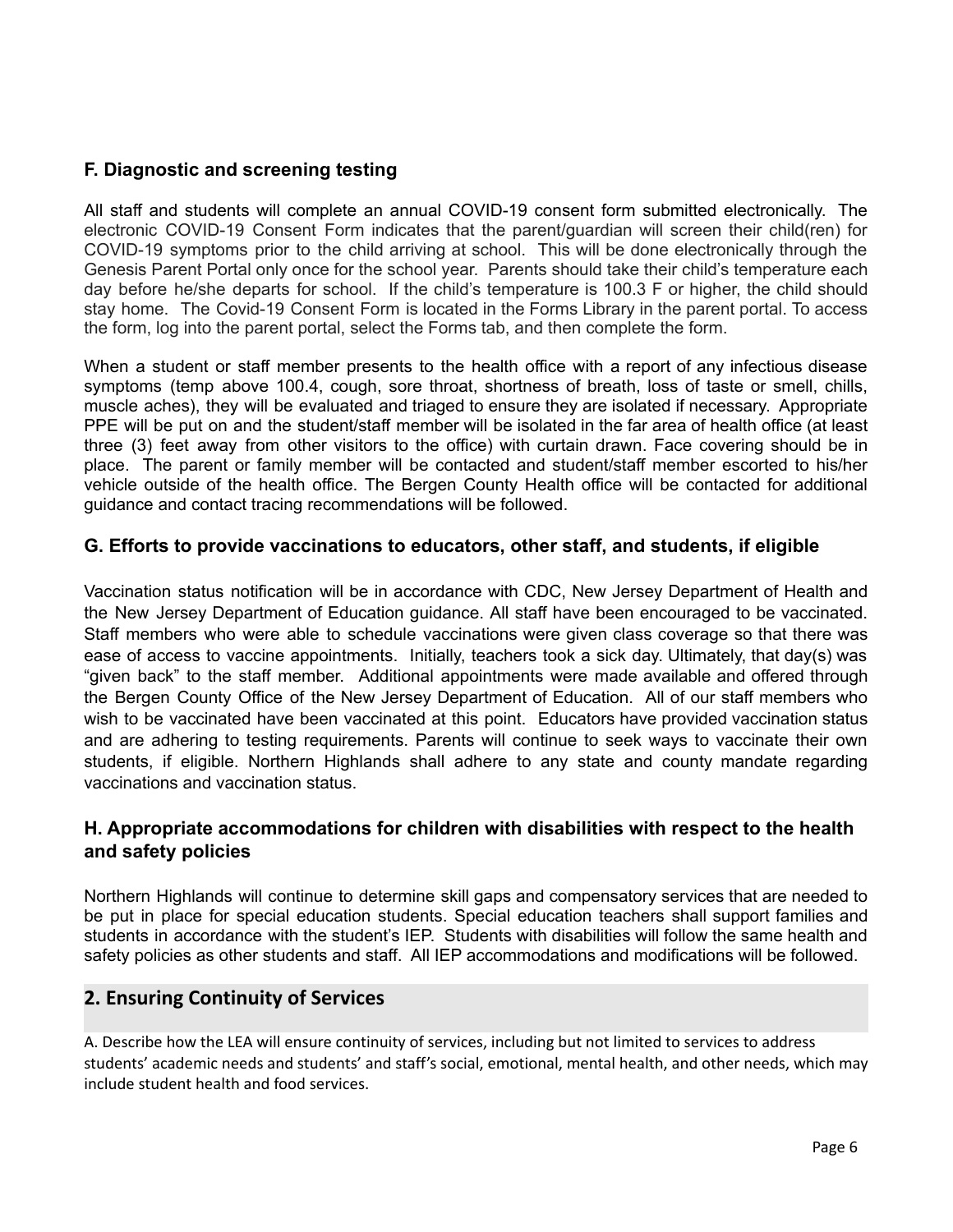### F. Diagnostic and screening testing

All staff and students will complete an annual COVID-19 consent form submitted electronically. The electronic COVID-19 Consent Form indicates that the parent/guardian will screen their child(ren) for COVID-19 symptoms prior to the child arriving at school. This will be done electronically through the Genesis Parent Portal only once for the school year. Parents should take their child's temperature each day before he/she departs for school. If the child's temperature is 100.3 F or higher, the child should stay home. The Covid-19 Consent Form is located in the Forms Library in the parent portal. To access the form, log into the parent portal, select the Forms tab, and then complete the form.

When a student or staff member presents to the health office with a report of any infectious disease symptoms (temp above 100.4, cough, sore throat, shortness of breath, loss of taste or smell, chills, muscle aches), they will be evaluated and triaged to ensure they are isolated if necessary. Appropriate PPE will be put on and the student/staff member will be isolated in the far area of health office (at least three (3) feet away from other visitors to the office) with curtain drawn. Face covering should be in place. The parent or family member will be contacted and student/staff member escorted to his/her vehicle outside of the health office. The Bergen County Health office will be contacted for additional guidance and contact tracing recommendations will be followed.

### G. Efforts to provide vaccinations to educators, other staff, and students, if eligible

Vaccination status notification will be in accordance with CDC, New Jersey Department of Health and the New Jersey Department of Education guidance. All staff have been encouraged to be vaccinated. Staff members who were able to schedule vaccinations were given class coverage so that there was ease of access to vaccine appointments. Initially, teachers took a sick day. Ultimately, that day(s) was "given back" to the staff member. Additional appointments were made available and offered through the Bergen County Office of the New Jersey Department of Education. All of our staff members who wish to be vaccinated have been vaccinated at this point. Educators have provided vaccination status and are adhering to testing requirements. Parents will continue to seek ways to vaccinate their own students, if eligible. Northern Highlands shall adhere to any state and county mandate regarding vaccinations and vaccination status.

### H. Appropriate accommodations for children with disabilities with respect to the health and safety policies

Northern Highlands will continue to determine skill gaps and compensatory services that are needed to be put in place for special education students. Special education teachers shall support families and students in accordance with the student's IEP. Students with disabilities will follow the same health and safety policies as other students and staff. All IEP accommodations and modifications will be followed.

## 2. Ensuring Continuity of Services

A. Describe how the LEA will ensure continuity of services, including but not limited to services to address students' academic needs and students' and staff's social, emotional, mental health, and other needs, which may include student health and food services.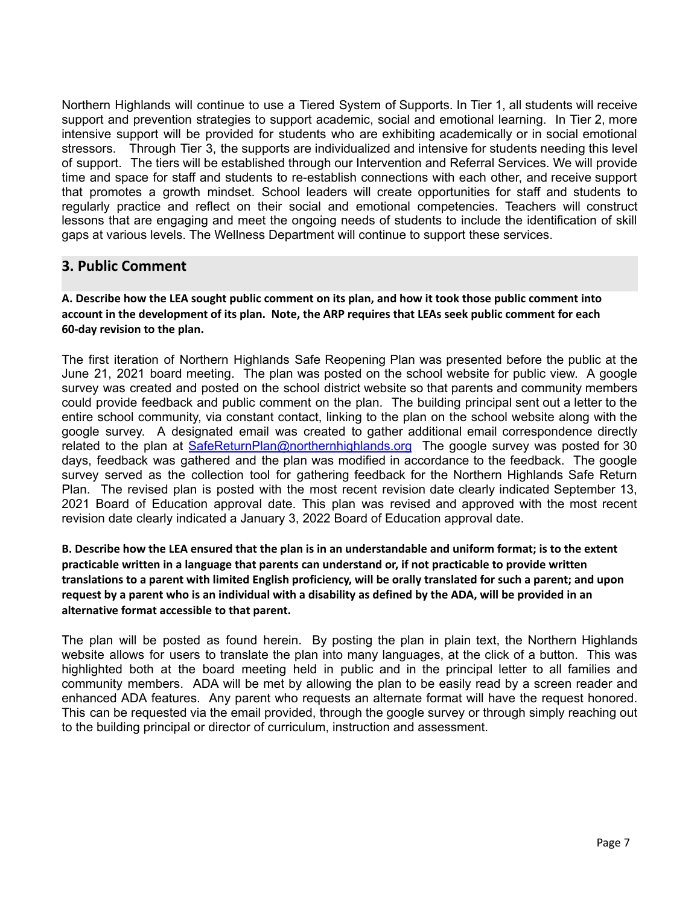Northern Highlands will continue to use a Tiered System of Supports. In Tier 1, all students will receive support and prevention strategies to support academic, social and emotional learning. In Tier 2, more intensive support will be provided for students who are exhibiting academically or in social emotional stressors. Through Tier 3, the supports are individualized and intensive for students needing this level of support. The tiers will be established through our Intervention and Referral Services. We will provide time and space for staff and students to re-establish connections with each other, and receive support that promotes a growth mindset. School leaders will create opportunities for staff and students to regularly practice and reflect on their social and emotional competencies. Teachers will construct lessons that are engaging and meet the ongoing needs of students to include the identification of skill gaps at various levels. The Wellness Department will continue to support these services.

## 3. Public Comment

**A. Describe how the LEA sought public comment on its plan, and how it took those public comment into account in the development of its plan. Note, the ARP requires that LEAs seek public comment for each 60-day revision to the plan.**

The first iteration of Northern Highlands Safe Reopening Plan was presented before the public at the June 21, 2021 board meeting. The plan was posted on the school website for public view. A google survey was created and posted on the school district website so that parents and community members could provide feedback and public comment on the plan. The building principal sent out a letter to the entire school community, via constant contact, linking to the plan on the school website along with the google survey. A designated email was created to gather additional email correspondence directly related to the plan at SafeReturnPlan@northernhighlands.org The google survey was posted for 30 days, feedback was gathered and the plan was modified in accordance to the feedback. The google survey served as the collection tool for gathering feedback for the Northern Highlands Safe Return Plan. The revised plan is posted with the most recent revision date clearly indicated September 13, 2021 Board of Education approval date. This plan was revised and approved with the most recent revision date clearly indicated a January 3, 2022 Board of Education approval date.

**B. Describe how the LEA ensured that the plan is in an understandable and uniform format; is to the extent practicable written in a language that parents can understand or, if not practicable to provide written translations to a parent with limited English proficiency, will be orally translated for such a parent; and upon request by a parent who is an individual with a disability as defined by the ADA, will be provided in an alternative format accessible to that parent.**

The plan will be posted as found herein. By posting the plan in plain text, the Northern Highlands website allows for users to translate the plan into many languages, at the click of a button. This was highlighted both at the board meeting held in public and in the principal letter to all families and community members. ADA will be met by allowing the plan to be easily read by a screen reader and enhanced ADA features. Any parent who requests an alternate format will have the request honored. This can be requested via the email provided, through the google survey or through simply reaching out to the building principal or director of curriculum, instruction and assessment.